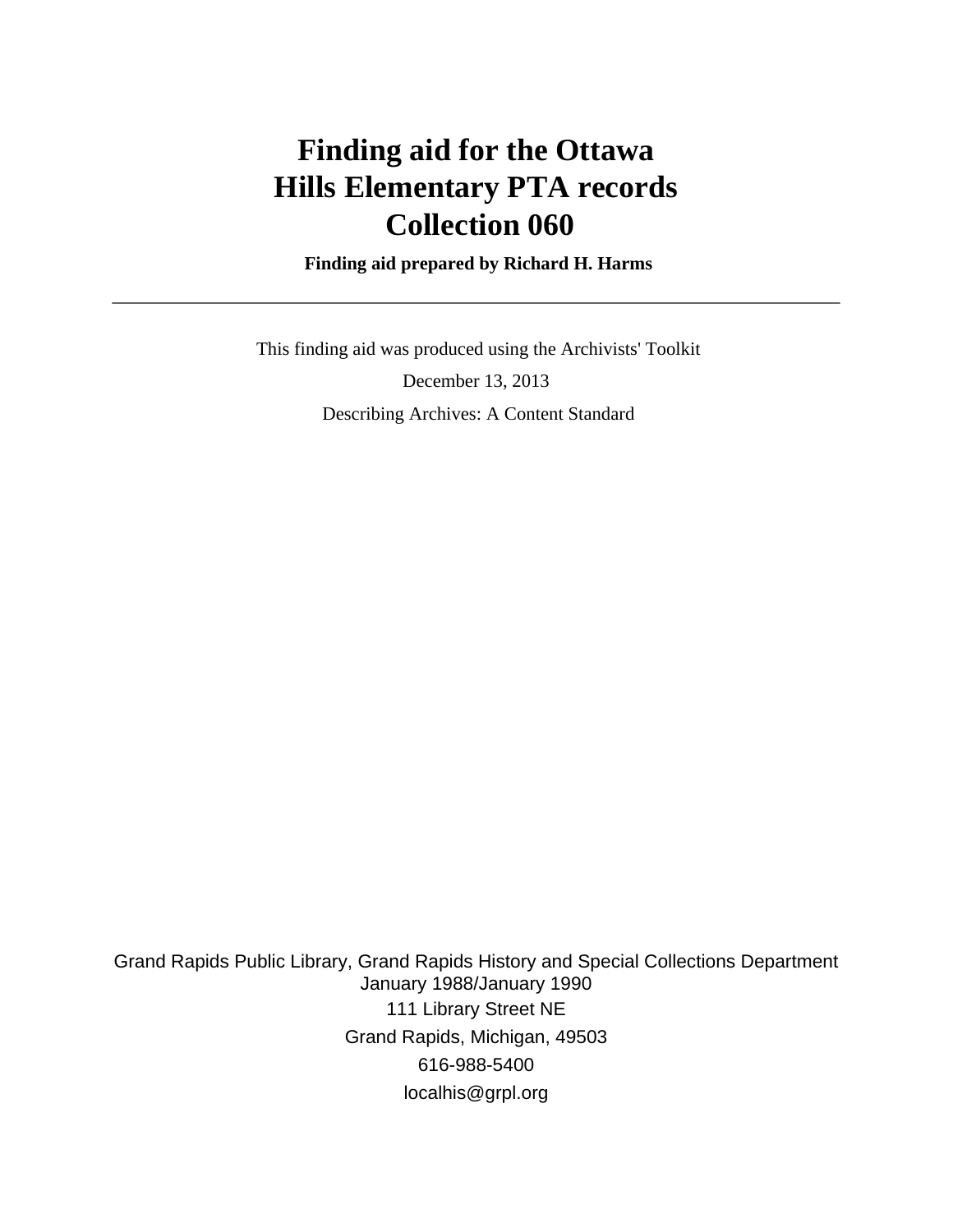# Finding aid for the Ottawa Hills Elementary PTA records Collection 060

**Finding aid prepared by Richard H. Harms**

---

This finding aid was produced using the Archivists' Toolkit

December 13, 2013

Describing Archives: A Content Standard

Grand Rapids Public Library, Grand Rapids History and Special Collections Department
January 1988/January 1990
111 Library Street NE
Grand Rapids, Michigan, 49503
616-988-5400
localhis@grpl.org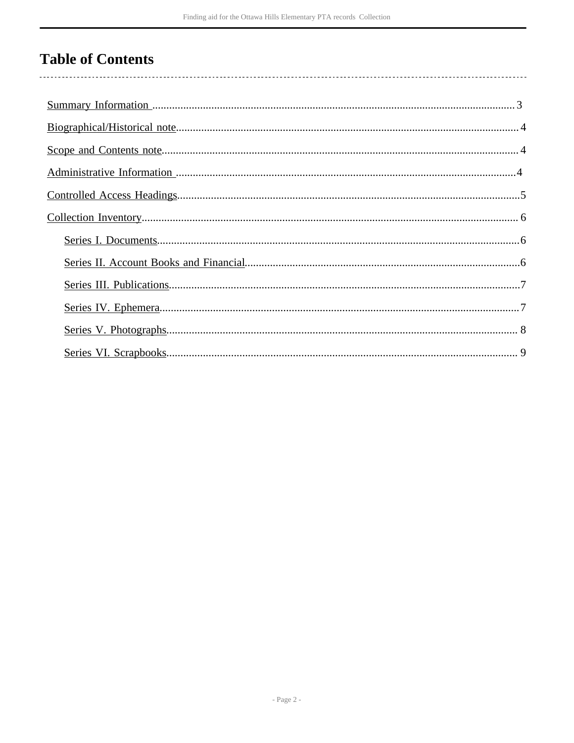# Table of Contents

- Summary Information ....................................................... 3
- Biographical/Historical note ............................................ 4
- Scope and Contents note ................................................. 4
- Administrative Information ............................................. 4
- Controlled Access Headings .............................................. 5
- Collection Inventory ........................................................ 6
  - Series I. Documents ................................................... 6
  - Series II. Account Books and Financial ........................ 6
  - Series III. Publications ............................................... 7
  - Series IV. Ephemera ................................................... 7
  - Series V. Photographs ................................................. 8
  - Series VI. Scrapbooks ................................................. 9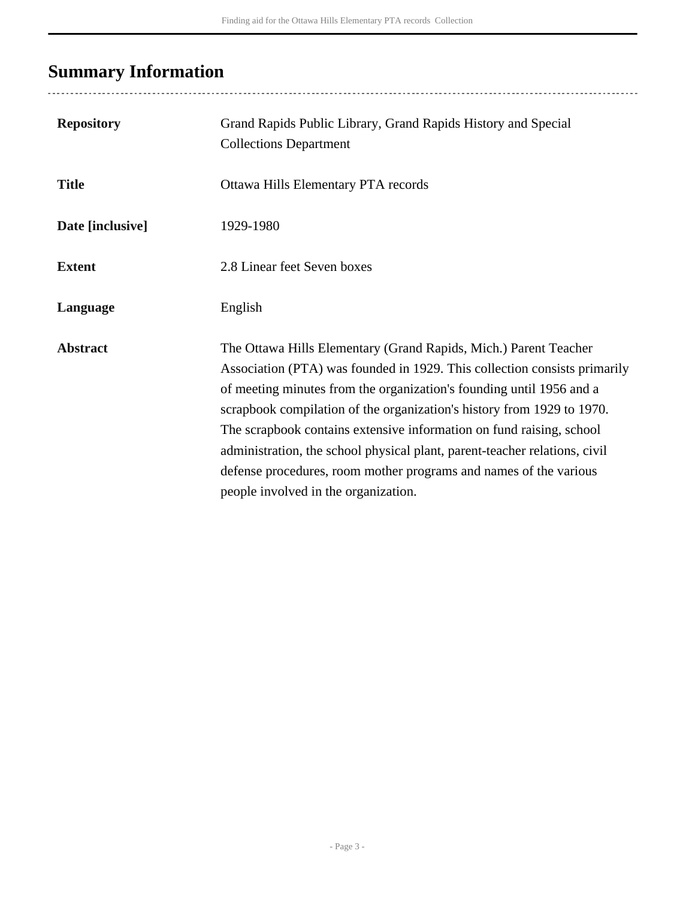## Summary Information

| | |
|---|---|
| **Repository** | Grand Rapids Public Library, Grand Rapids History and Special Collections Department |
| **Title** | Ottawa Hills Elementary PTA records |
| **Date [inclusive]** | 1929-1980 |
| **Extent** | 2.8 Linear feet Seven boxes |
| **Language** | English |
| **Abstract** | The Ottawa Hills Elementary (Grand Rapids, Mich.) Parent Teacher Association (PTA) was founded in 1929. This collection consists primarily of meeting minutes from the organization's founding until 1956 and a scrapbook compilation of the organization's history from 1929 to 1970. The scrapbook contains extensive information on fund raising, school administration, the school physical plant, parent-teacher relations, civil defense procedures, room mother programs and names of the various people involved in the organization. |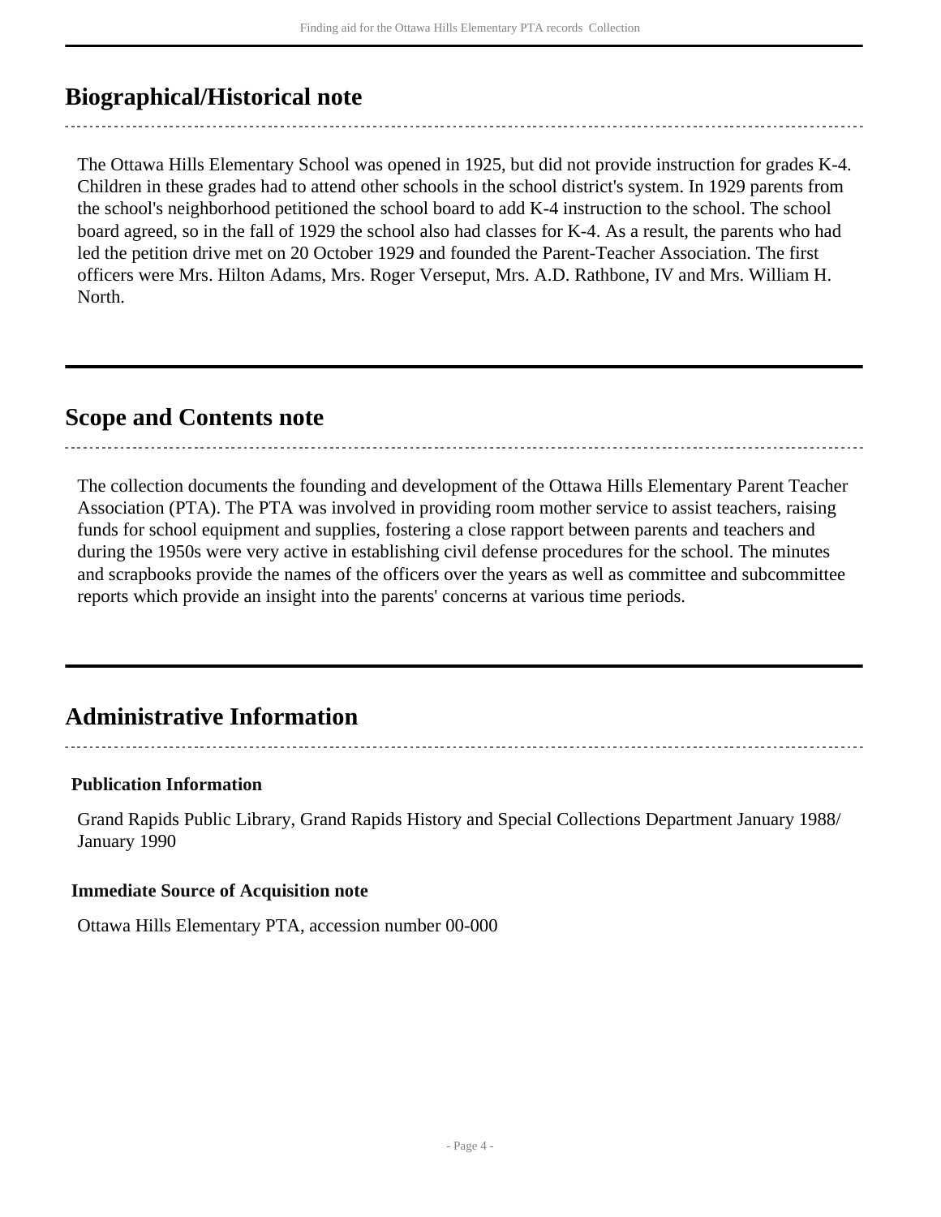## Biographical/Historical note

The Ottawa Hills Elementary School was opened in 1925, but did not provide instruction for grades K-4. Children in these grades had to attend other schools in the school district's system. In 1929 parents from the school's neighborhood petitioned the school board to add K-4 instruction to the school. The school board agreed, so in the fall of 1929 the school also had classes for K-4. As a result, the parents who had led the petition drive met on 20 October 1929 and founded the Parent-Teacher Association. The first officers were Mrs. Hilton Adams, Mrs. Roger Verseput, Mrs. A.D. Rathbone, IV and Mrs. William H. North.

## Scope and Contents note

The collection documents the founding and development of the Ottawa Hills Elementary Parent Teacher Association (PTA). The PTA was involved in providing room mother service to assist teachers, raising funds for school equipment and supplies, fostering a close rapport between parents and teachers and during the 1950s were very active in establishing civil defense procedures for the school. The minutes and scrapbooks provide the names of the officers over the years as well as committee and subcommittee reports which provide an insight into the parents' concerns at various time periods.

## Administrative Information

### Publication Information

Grand Rapids Public Library, Grand Rapids History and Special Collections Department January 1988/ January 1990

### Immediate Source of Acquisition note

Ottawa Hills Elementary PTA, accession number 00-000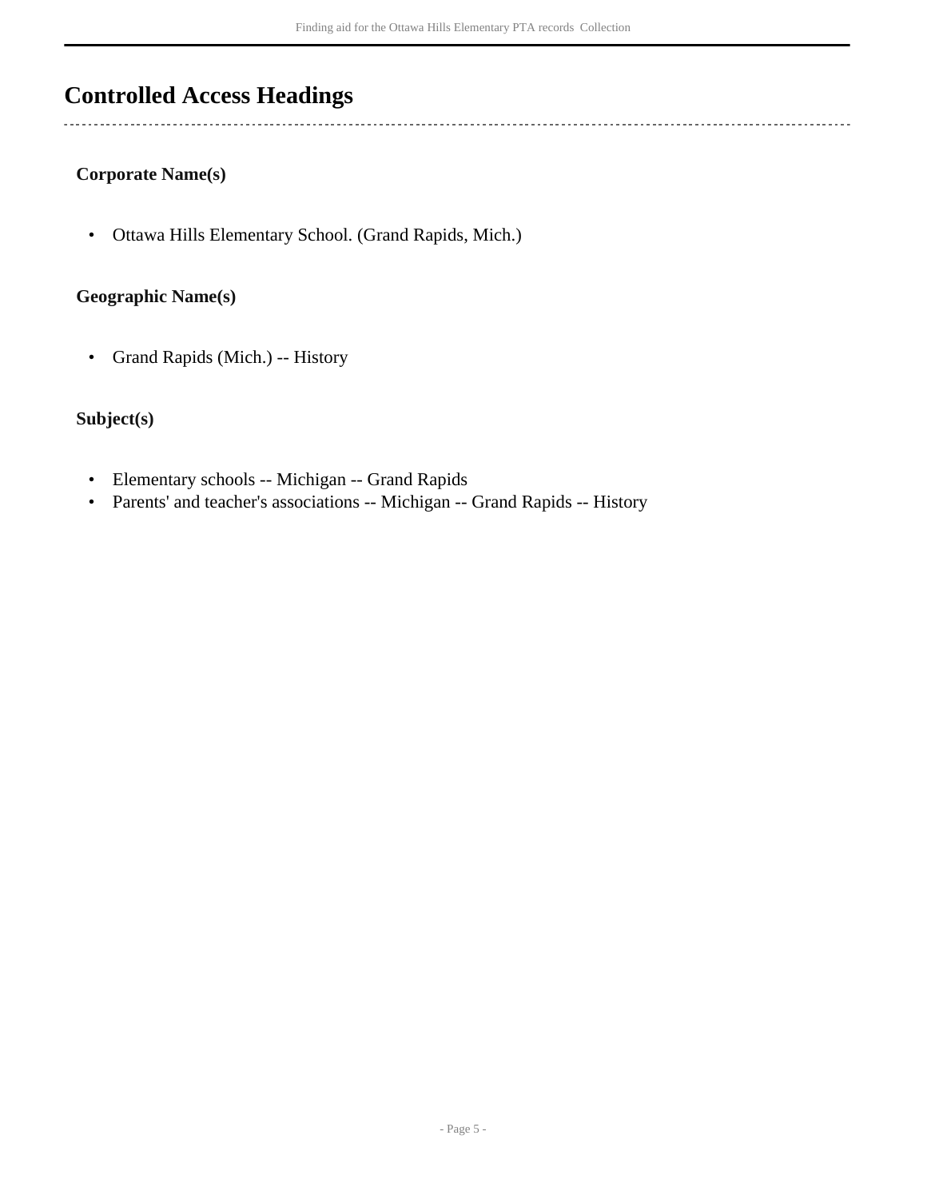## Controlled Access Headings

### Corporate Name(s)

- Ottawa Hills Elementary School. (Grand Rapids, Mich.)

### Geographic Name(s)

- Grand Rapids (Mich.) -- History

### Subject(s)

- Elementary schools -- Michigan -- Grand Rapids
- Parents' and teacher's associations -- Michigan -- Grand Rapids -- History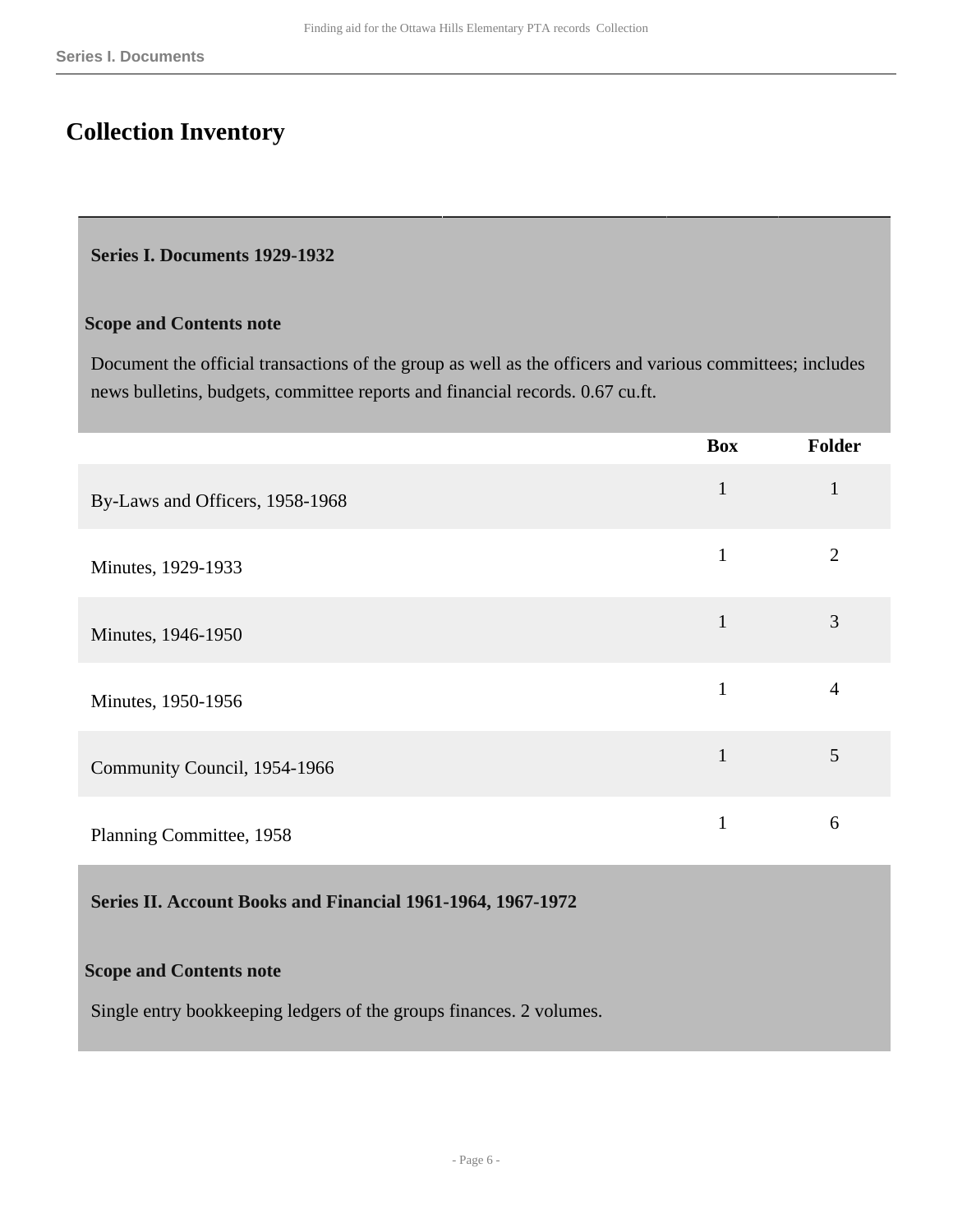## Collection Inventory

**Series I. Documents 1929-1932**

**Scope and Contents note**

Document the official transactions of the group as well as the officers and various committees; includes news bulletins, budgets, committee reports and financial records. 0.67 cu.ft.

| | Box | Folder |
|---|---|---|
| By-Laws and Officers, 1958-1968 | 1 | 1 |
| Minutes, 1929-1933 | 1 | 2 |
| Minutes, 1946-1950 | 1 | 3 |
| Minutes, 1950-1956 | 1 | 4 |
| Community Council, 1954-1966 | 1 | 5 |
| Planning Committee, 1958 | 1 | 6 |

**Series II. Account Books and Financial 1961-1964, 1967-1972**

**Scope and Contents note**

Single entry bookkeeping ledgers of the groups finances. 2 volumes.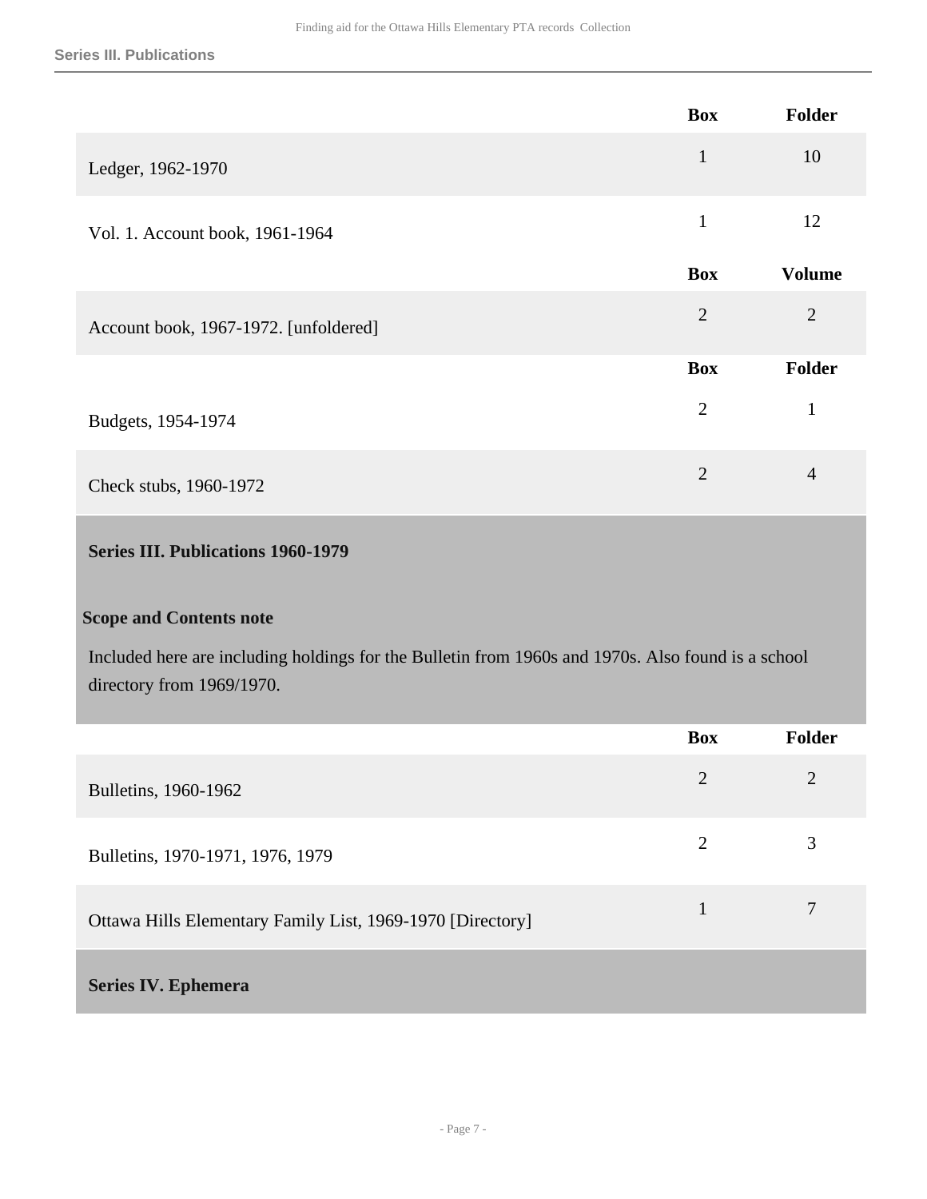| | Box | Folder |
|---|---|---|
| Ledger, 1962-1970 | 1 | 10 |
| Vol. 1. Account book, 1961-1964 | 1 | 12 |

| | Box | Volume |
|---|---|---|
| Account book, 1967-1972. [unfoldered] | 2 | 2 |

| | Box | Folder |
|---|---|---|
| Budgets, 1954-1974 | 2 | 1 |
| Check stubs, 1960-1972 | 2 | 4 |

## Series III. Publications 1960-1979

### Scope and Contents note

Included here are including holdings for the Bulletin from 1960s and 1970s. Also found is a school directory from 1969/1970.

| | Box | Folder |
|---|---|---|
| Bulletins, 1960-1962 | 2 | 2 |
| Bulletins, 1970-1971, 1976, 1979 | 2 | 3 |
| Ottawa Hills Elementary Family List, 1969-1970 [Directory] | 1 | 7 |

## Series IV. Ephemera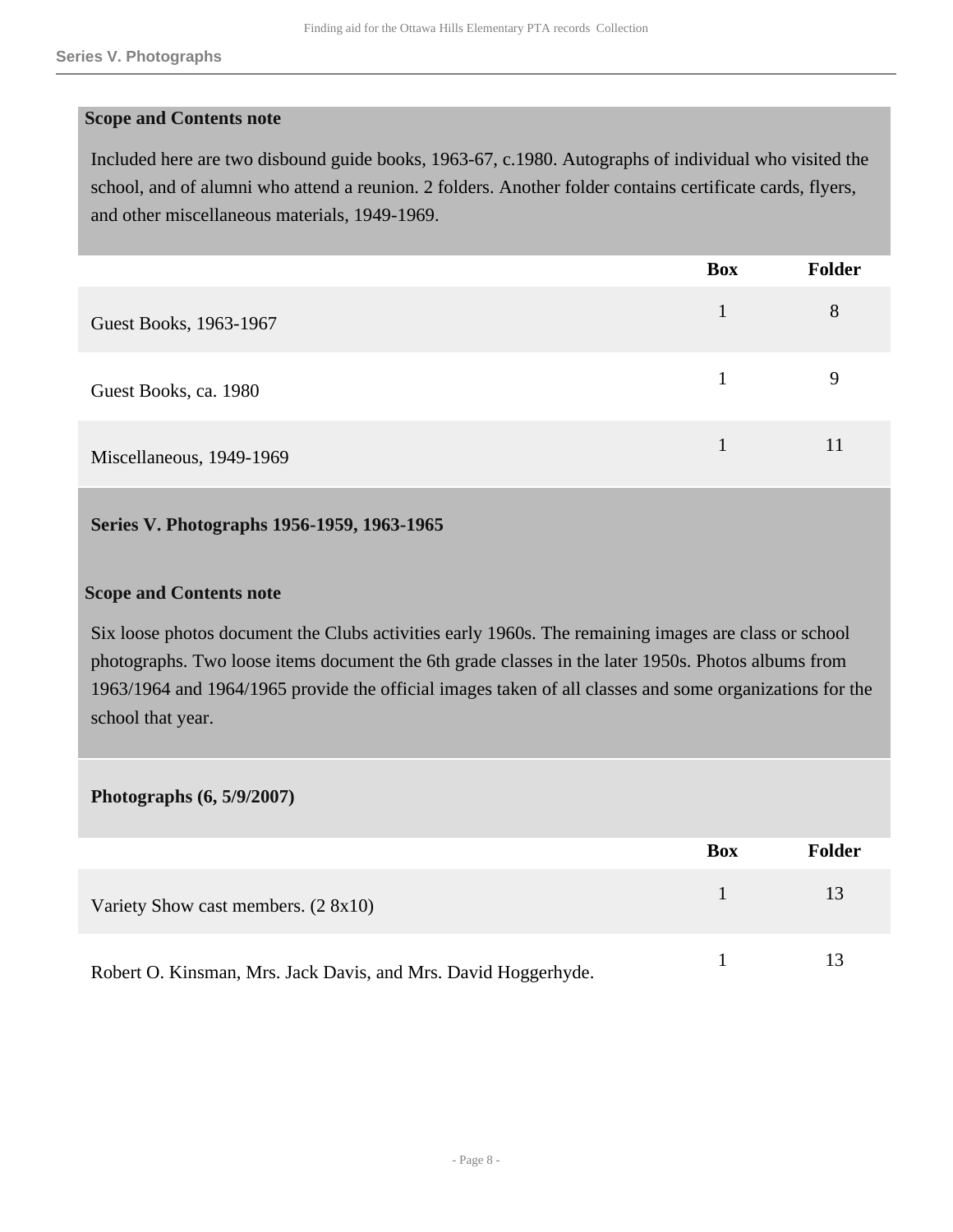**Scope and Contents note**

Included here are two disbound guide books, 1963-67, c.1980. Autographs of individual who visited the school, and of alumni who attend a reunion. 2 folders. Another folder contains certificate cards, flyers, and other miscellaneous materials, 1949-1969.

| | Box | Folder |
|---|---|---|
| Guest Books, 1963-1967 | 1 | 8 |
| Guest Books, ca. 1980 | 1 | 9 |
| Miscellaneous, 1949-1969 | 1 | 11 |

## Series V. Photographs 1956-1959, 1963-1965

**Scope and Contents note**

Six loose photos document the Clubs activities early 1960s. The remaining images are class or school photographs. Two loose items document the 6th grade classes in the later 1950s. Photos albums from 1963/1964 and 1964/1965 provide the official images taken of all classes and some organizations for the school that year.

### Photographs (6, 5/9/2007)

| | Box | Folder |
|---|---|---|
| Variety Show cast members. (2 8x10) | 1 | 13 |
| Robert O. Kinsman, Mrs. Jack Davis, and Mrs. David Hoggerhyde. | 1 | 13 |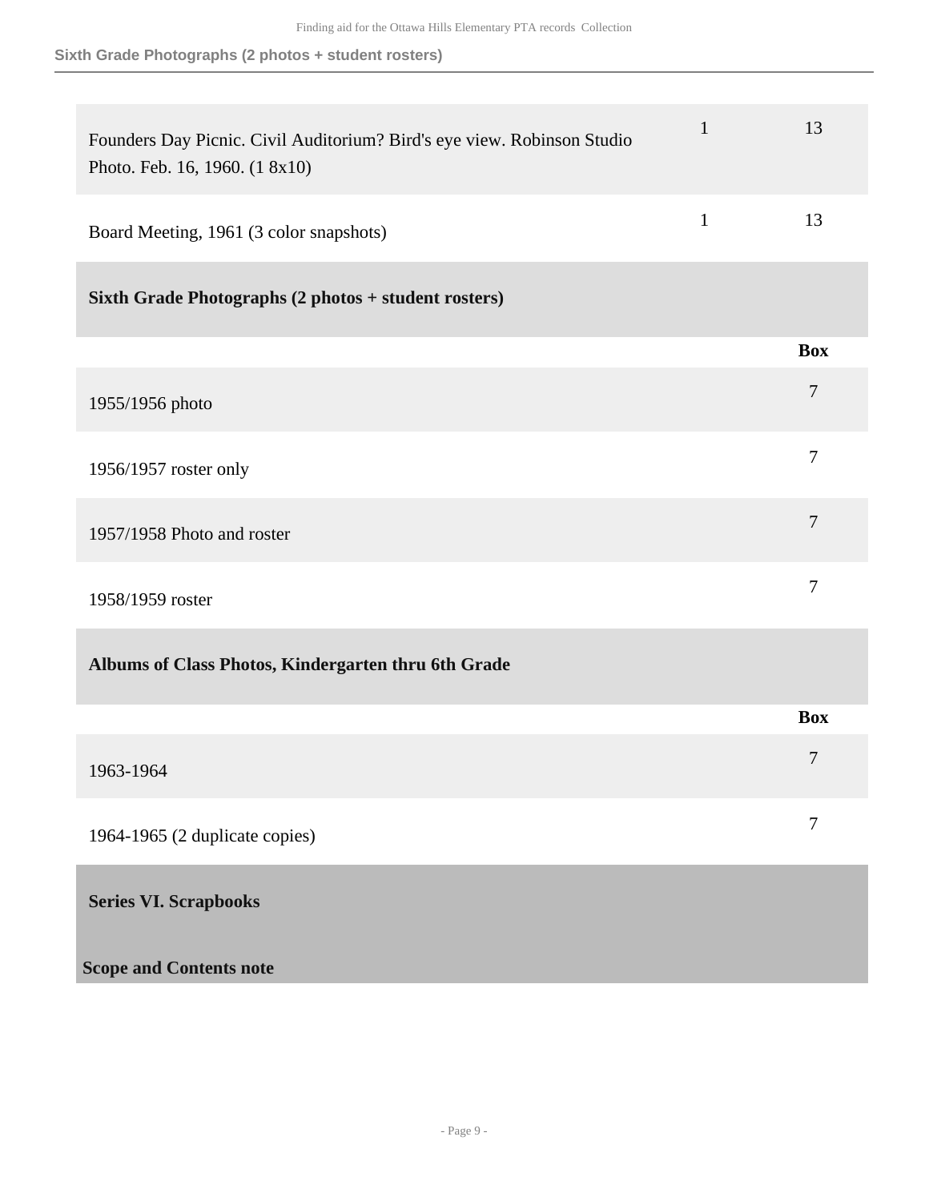| | | |
|---|---|---|
| Founders Day Picnic. Civil Auditorium? Bird's eye view. Robinson Studio Photo. Feb. 16, 1960. (1 8x10) | 1 | 13 |
| Board Meeting, 1961 (3 color snapshots) | 1 | 13 |

### Sixth Grade Photographs (2 photos + student rosters)

| | Box |
|---|---|
| 1955/1956 photo | 7 |
| 1956/1957 roster only | 7 |
| 1957/1958 Photo and roster | 7 |
| 1958/1959 roster | 7 |

### Albums of Class Photos, Kindergarten thru 6th Grade

| | Box |
|---|---|
| 1963-1964 | 7 |
| 1964-1965 (2 duplicate copies) | 7 |

## Series VI. Scrapbooks

**Scope and Contents note**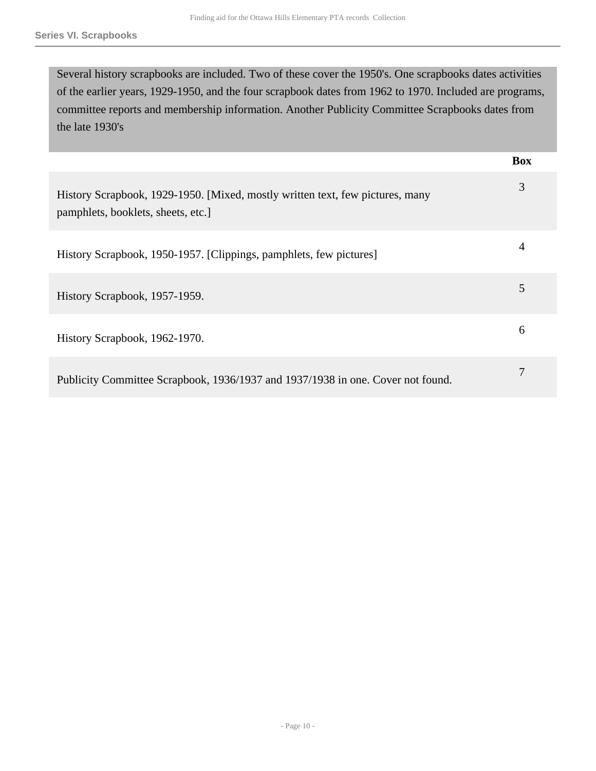## Series VI. Scrapbooks

Several history scrapbooks are included. Two of these cover the 1950's. One scrapbooks dates activities of the earlier years, 1929-1950, and the four scrapbook dates from 1962 to 1970. Included are programs, committee reports and membership information. Another Publicity Committee Scrapbooks dates from the late 1930's

| | Box |
|---|---|
| History Scrapbook, 1929-1950. [Mixed, mostly written text, few pictures, many pamphlets, booklets, sheets, etc.] | 3 |
| History Scrapbook, 1950-1957. [Clippings, pamphlets, few pictures] | 4 |
| History Scrapbook, 1957-1959. | 5 |
| History Scrapbook, 1962-1970. | 6 |
| Publicity Committee Scrapbook, 1936/1937 and 1937/1938 in one. Cover not found. | 7 |